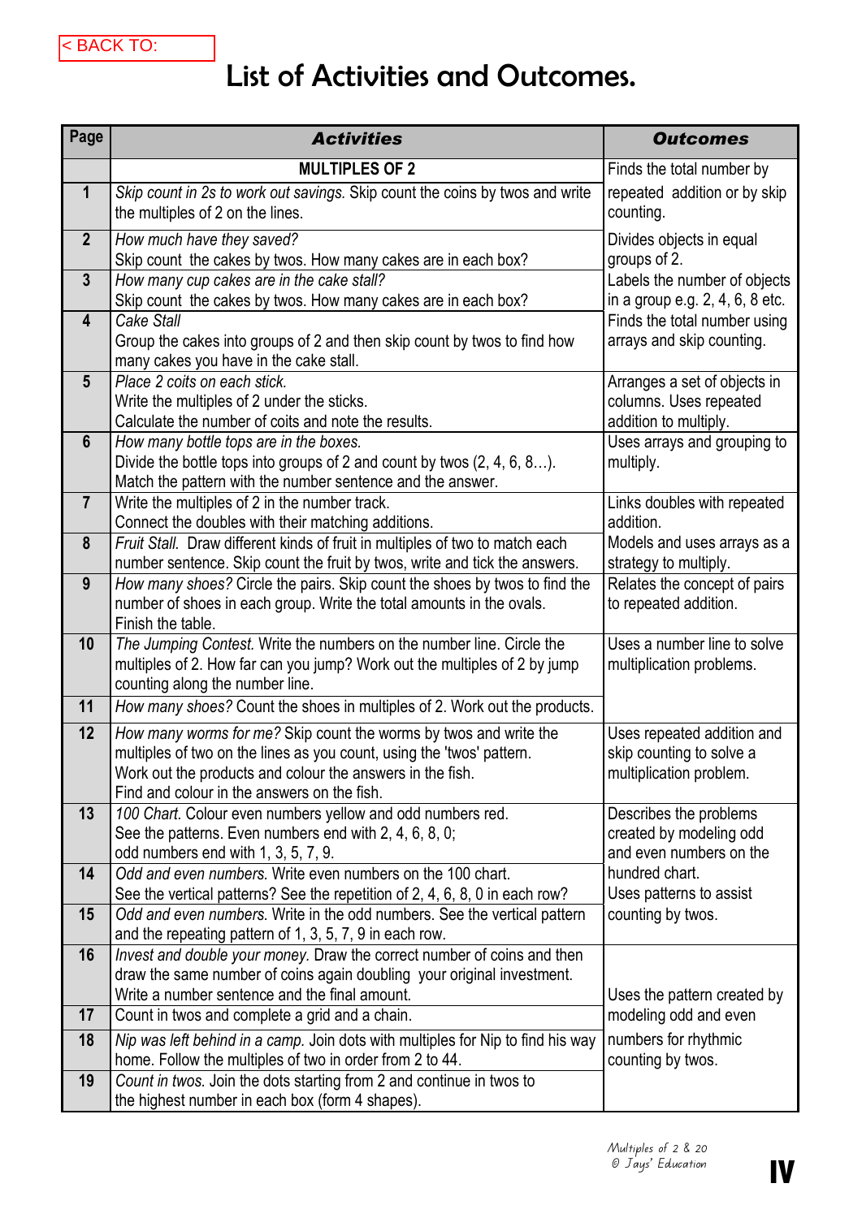< BACK TO:

# List of Activities and Outcomes.

| Page | Activities | Outcomes |
|---|---|---|
| | **MULTIPLES OF 2** | Finds the total number by |
| 1 | *Skip count in 2s to work out savings.* Skip count the coins by twos and write the multiples of 2 on the lines. | repeated addition or by skip counting. |
| 2 | *How much have they saved?* Skip count the cakes by twos. How many cakes are in each box? | Divides objects in equal groups of 2. |
| 3 | *How many cup cakes are in the cake stall?* Skip count the cakes by twos. How many cakes are in each box? | Labels the number of objects in a group e.g. 2, 4, 6, 8 etc. |
| 4 | *Cake Stall* Group the cakes into groups of 2 and then skip count by twos to find how many cakes you have in the cake stall. | Finds the total number using arrays and skip counting. |
| 5 | *Place 2 coits on each stick.* Write the multiples of 2 under the sticks. Calculate the number of coits and note the results. | Arranges a set of objects in columns. Uses repeated addition to multiply. |
| 6 | *How many bottle tops are in the boxes.* Divide the bottle tops into groups of 2 and count by twos (2, 4, 6, 8…). Match the pattern with the number sentence and the answer. | Uses arrays and grouping to multiply. |
| 7 | Write the multiples of 2 in the number track. Connect the doubles with their matching additions. | Links doubles with repeated addition. |
| 8 | *Fruit Stall.* Draw different kinds of fruit in multiples of two to match each number sentence. Skip count the fruit by twos, write and tick the answers. | Models and uses arrays as a strategy to multiply. |
| 9 | *How many shoes?* Circle the pairs. Skip count the shoes by twos to find the number of shoes in each group. Write the total amounts in the ovals. Finish the table. | Relates the concept of pairs to repeated addition. |
| 10 | *The Jumping Contest.* Write the numbers on the number line. Circle the multiples of 2. How far can you jump? Work out the multiples of 2 by jump counting along the number line. | Uses a number line to solve multiplication problems. |
| 11 | *How many shoes?* Count the shoes in multiples of 2. Work out the products. | |
| 12 | *How many worms for me?* Skip count the worms by twos and write the multiples of two on the lines as you count, using the 'twos' pattern. Work out the products and colour the answers in the fish. Find and colour in the answers on the fish. | Uses repeated addition and skip counting to solve a multiplication problem. |
| 13 | *100 Chart.* Colour even numbers yellow and odd numbers red. See the patterns. Even numbers end with 2, 4, 6, 8, 0; odd numbers end with 1, 3, 5, 7, 9. | Describes the problems created by modeling odd and even numbers on the |
| 14 | *Odd and even numbers.* Write even numbers on the 100 chart. See the vertical patterns? See the repetition of 2, 4, 6, 8, 0 in each row? | hundred chart. Uses patterns to assist |
| 15 | *Odd and even numbers.* Write in the odd numbers. See the vertical pattern and the repeating pattern of 1, 3, 5, 7, 9 in each row. | counting by twos. |
| 16 | *Invest and double your money.* Draw the correct number of coins and then draw the same number of coins again doubling your original investment. Write a number sentence and the final amount. | Uses the pattern created by |
| 17 | Count in twos and complete a grid and a chain. | modeling odd and even |
| 18 | *Nip was left behind in a camp.* Join dots with multiples for Nip to find his way home. Follow the multiples of two in order from 2 to 44. | numbers for rhythmic counting by twos. |
| 19 | *Count in twos.* Join the dots starting from 2 and continue in twos to the highest number in each box (form 4 shapes). | |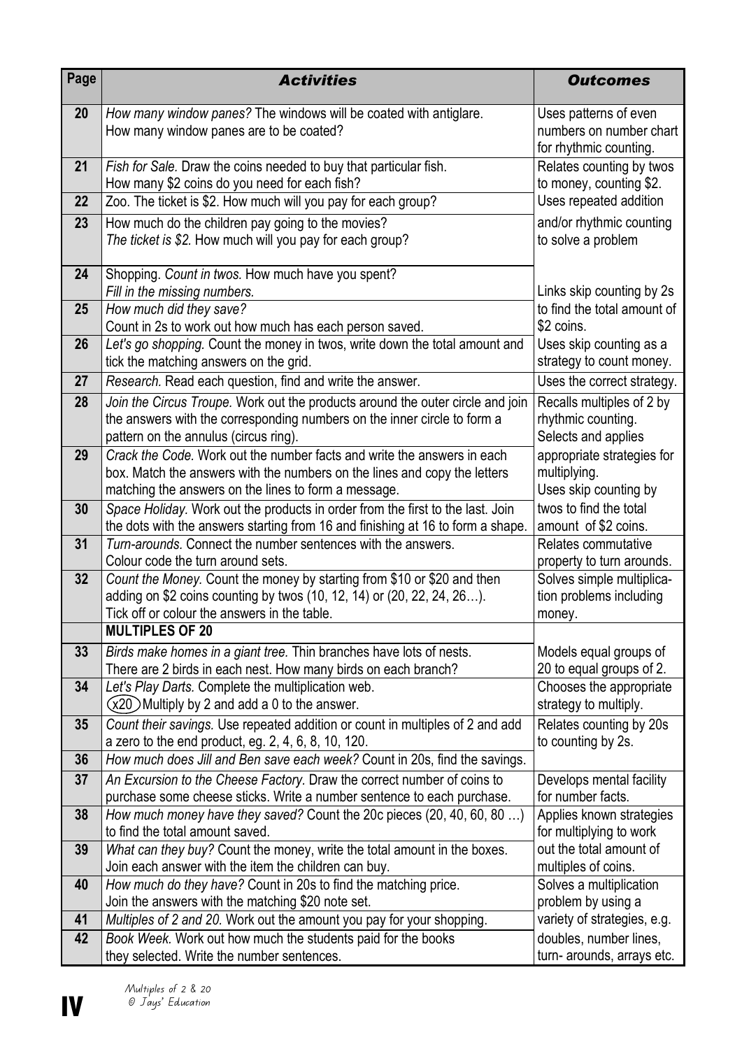| Page | *Activities* | *Outcomes* |
|---|---|---|
| 20 | *How many window panes?* The windows will be coated with antiglare. How many window panes are to be coated? | Uses patterns of even numbers on number chart for rhythmic counting. |
| 21 | *Fish for Sale.* Draw the coins needed to buy that particular fish. How many $2 coins do you need for each fish? | Relates counting by twos to money, counting $2. |
| 22 | Zoo. The ticket is $2. How much will you pay for each group? | Uses repeated addition |
| 23 | How much do the children pay going to the movies? *The ticket is $2.* How much will you pay for each group? | and/or rhythmic counting to solve a problem |
| 24 | Shopping. *Count in twos.* How much have you spent? *Fill in the missing numbers.* | Links skip counting by 2s |
| 25 | *How much did they save?* Count in 2s to work out how much has each person saved. | to find the total amount of $2 coins. |
| 26 | *Let's go shopping.* Count the money in twos, write down the total amount and tick the matching answers on the grid. | Uses skip counting as a strategy to count money. |
| 27 | *Research.* Read each question, find and write the answer. | Uses the correct strategy. |
| 28 | *Join the Circus Troupe.* Work out the products around the outer circle and join the answers with the corresponding numbers on the inner circle to form a pattern on the annulus (circus ring). | Recalls multiples of 2 by rhythmic counting. Selects and applies |
| 29 | *Crack the Code.* Work out the number facts and write the answers in each box. Match the answers with the numbers on the lines and copy the letters matching the answers on the lines to form a message. | appropriate strategies for multiplying. Uses skip counting by |
| 30 | *Space Holiday.* Work out the products in order from the first to the last. Join the dots with the answers starting from 16 and finishing at 16 to form a shape. | twos to find the total amount of $2 coins. |
| 31 | *Turn-arounds.* Connect the number sentences with the answers. Colour code the turn around sets. | Relates commutative property to turn arounds. |
| 32 | *Count the Money.* Count the money by starting from $10 or $20 and then adding on $2 coins counting by twos (10, 12, 14) or (20, 22, 24, 26…). Tick off or colour the answers in the table. | Solves simple multiplication problems including money. |
| | **MULTIPLES OF 20** | |
| 33 | *Birds make homes in a giant tree.* Thin branches have lots of nests. There are 2 birds in each nest. How many birds on each branch? | Models equal groups of 20 to equal groups of 2. |
| 34 | *Let's Play Darts.* Complete the multiplication web. (x20) Multiply by 2 and add a 0 to the answer. | Chooses the appropriate strategy to multiply. |
| 35 | *Count their savings.* Use repeated addition or count in multiples of 2 and add a zero to the end product, eg. 2, 4, 6, 8, 10, 120. | Relates counting by 20s to counting by 2s. |
| 36 | *How much does Jill and Ben save each week?* Count in 20s, find the savings. | |
| 37 | *An Excursion to the Cheese Factory.* Draw the correct number of coins to purchase some cheese sticks. Write a number sentence to each purchase. | Develops mental facility for number facts. |
| 38 | *How much money have they saved?* Count the 20c pieces (20, 40, 60, 80 …) to find the total amount saved. | Applies known strategies for multiplying to work |
| 39 | *What can they buy?* Count the money, write the total amount in the boxes. Join each answer with the item the children can buy. | out the total amount of multiples of coins. |
| 40 | *How much do they have?* Count in 20s to find the matching price. Join the answers with the matching $20 note set. | Solves a multiplication problem by using a |
| 41 | *Multiples of 2 and 20.* Work out the amount you pay for your shopping. | variety of strategies, e.g. |
| 42 | *Book Week.* Work out how much the students paid for the books they selected. Write the number sentences. | doubles, number lines, turn- arounds, arrays etc. |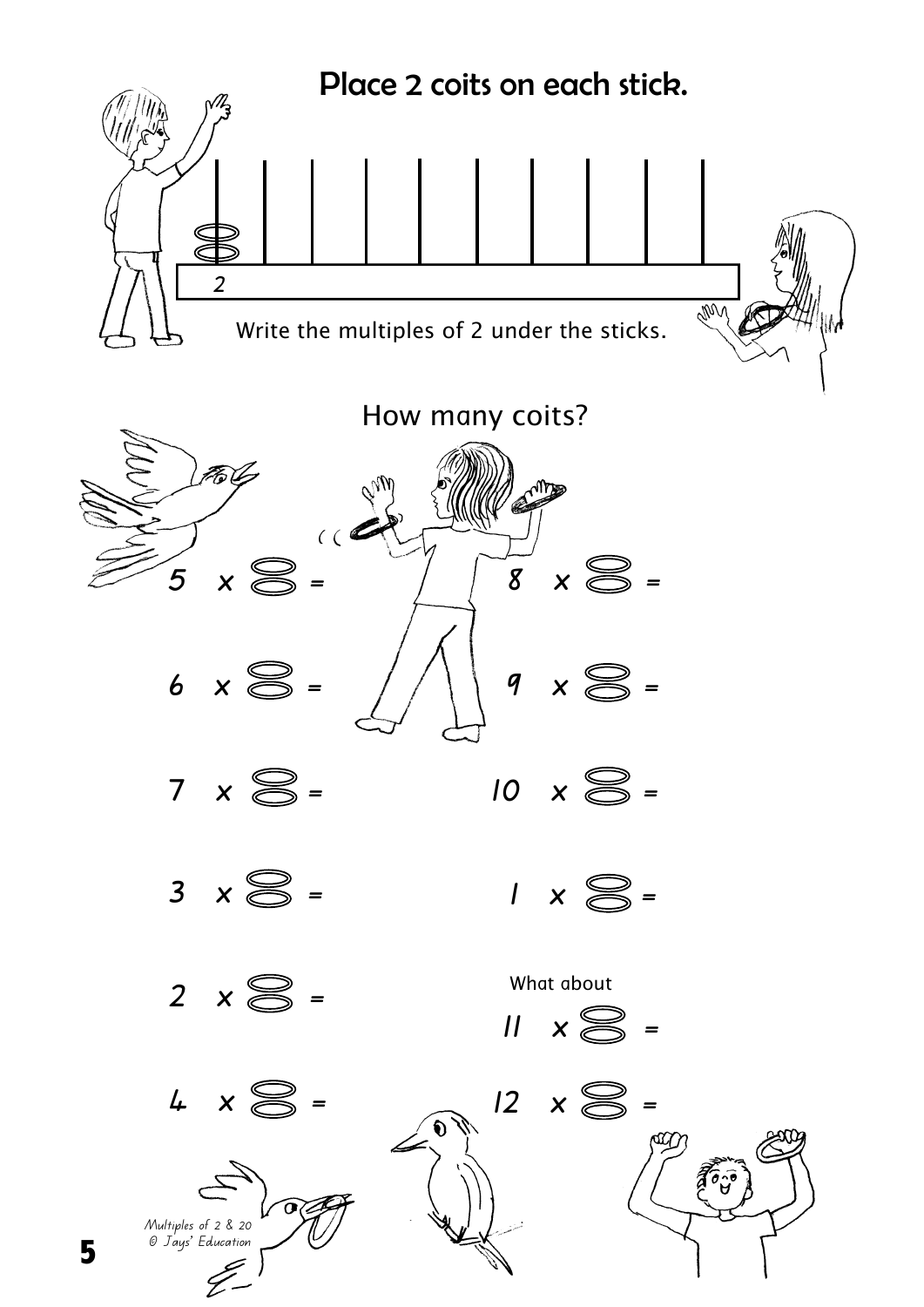# Place 2 coits on each stick.

2

Write the multiples of 2 under the sticks.

## How many coits?

5 x 2 coits =

8 x 2 coits =

6 x 2 coits =

9 x 2 coits =

7 x 2 coits =

10 x 2 coits =

3 x 2 coits =

1 x 2 coits =

2 x 2 coits =

What about

11 x 2 coits =

4 x 2 coits =

12 x 2 coits =

*Multiples of 2 & 20*
*© Jays' Education*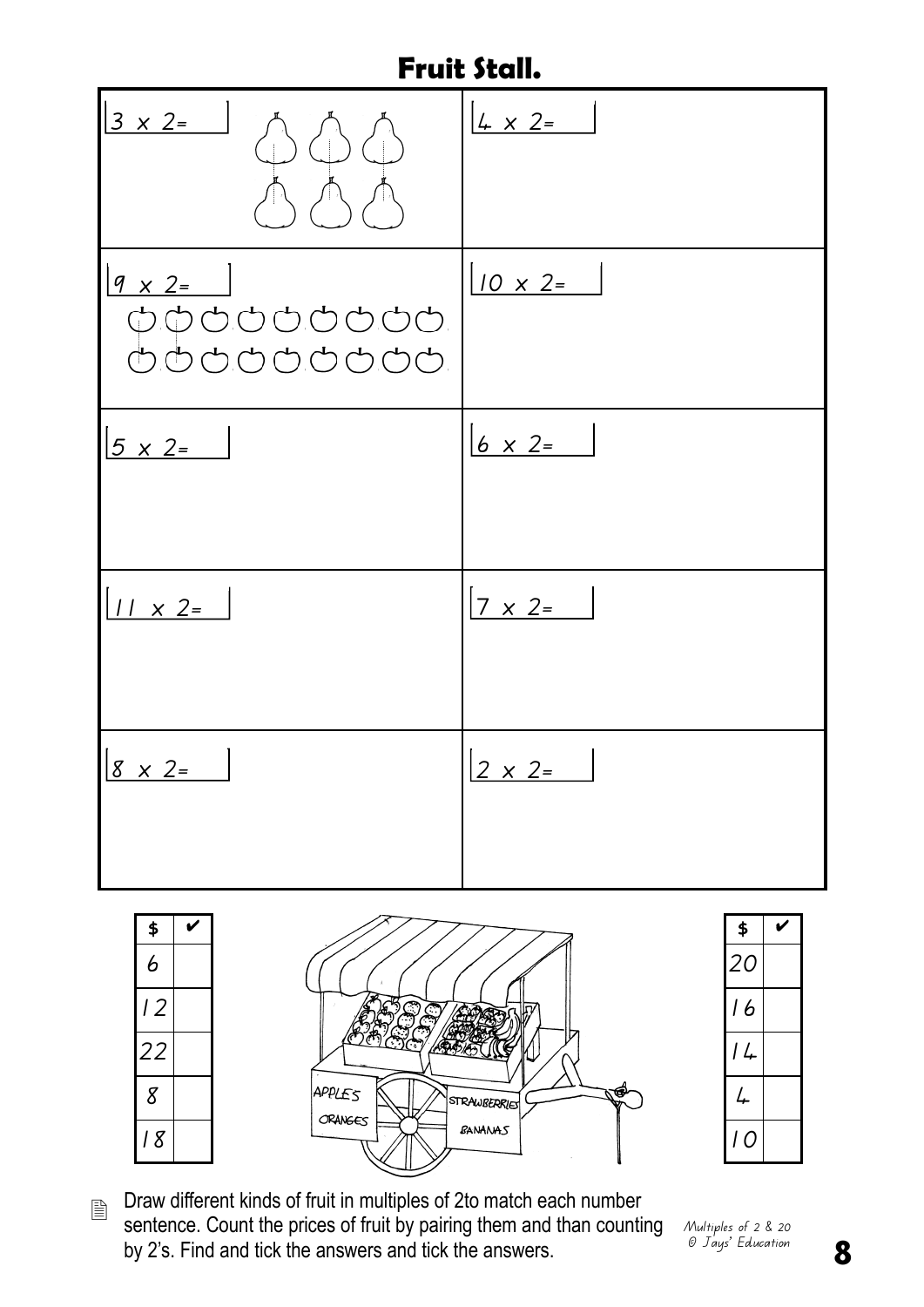# Fruit Stall.

| | |
|---|---|
| 3 x 2= | 4 x 2= |
| 9 x 2= | 10 x 2= |
| 5 x 2= | 6 x 2= |
| 11 x 2= | 7 x 2= |
| 8 x 2= | 2 x 2= |

| $ | ✔ |
|---|---|
| 6 | |
| 12 | |
| 22 | |
| 8 | |
| 18 | |

APPLES
ORANGES
STRAWBERRIES
BANANAS

| $ | ✔ |
|---|---|
| 20 | |
| 16 | |
| 14 | |
| 4 | |
| 10 | |

Draw different kinds of fruit in multiples of 2to match each number sentence. Count the prices of fruit by pairing them and than counting by 2's. Find and tick the answers and tick the answers.

*Multiples of 2 & 20*
*© Jays' Education*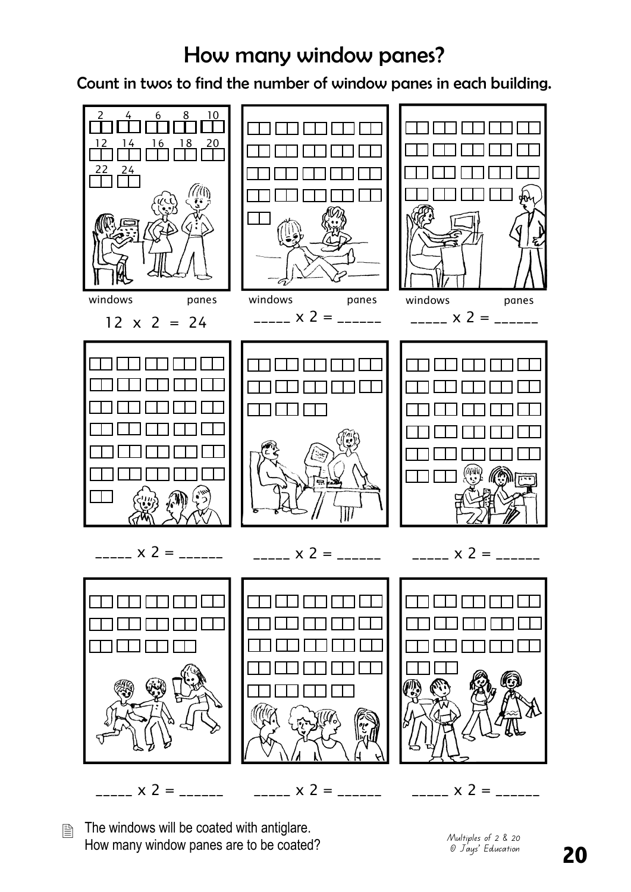# How many window panes?

**Count in twos to find the number of window panes in each building.**

2 4 6 8 10
12 14 16 18 20
22 24

windows panes
12 x 2 = 24

windows panes
_____ x 2 = ______

windows panes
_____ x 2 = ______

_____ x 2 = ______

_____ x 2 = ______

_____ x 2 = ______

_____ x 2 = ______

_____ x 2 = ______

_____ x 2 = ______

The windows will be coated with antiglare.
How many window panes are to be coated?

*Multiples of 2 & 20*
*© Jays' Education*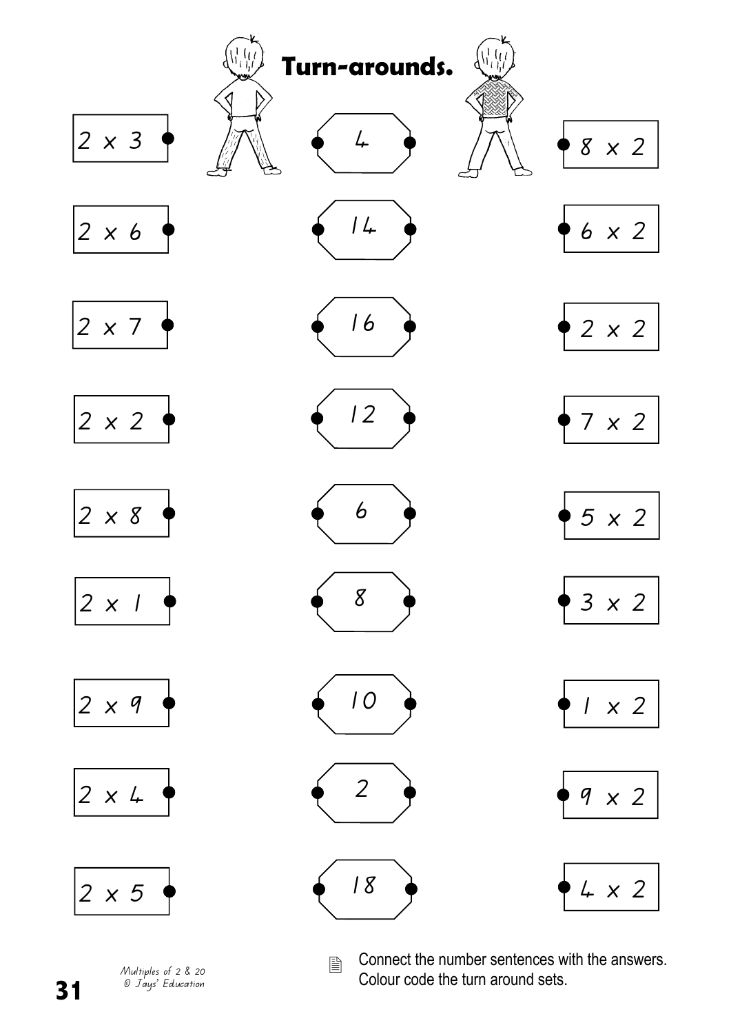# Turn-arounds.

| | | |
|---|---|---|
| 2 x 3 | 4 | 8 x 2 |
| 2 x 6 | 14 | 6 x 2 |
| 2 x 7 | 16 | 2 x 2 |
| 2 x 2 | 12 | 7 x 2 |
| 2 x 8 | 6 | 5 x 2 |
| 2 x 1 | 8 | 3 x 2 |
| 2 x 9 | 10 | 1 x 2 |
| 2 x 4 | 2 | 9 x 2 |
| 2 x 5 | 18 | 4 x 2 |

Connect the number sentences with the answers.
Colour code the turn around sets.

*Multiples of 2 & 20*
*© Jays' Education*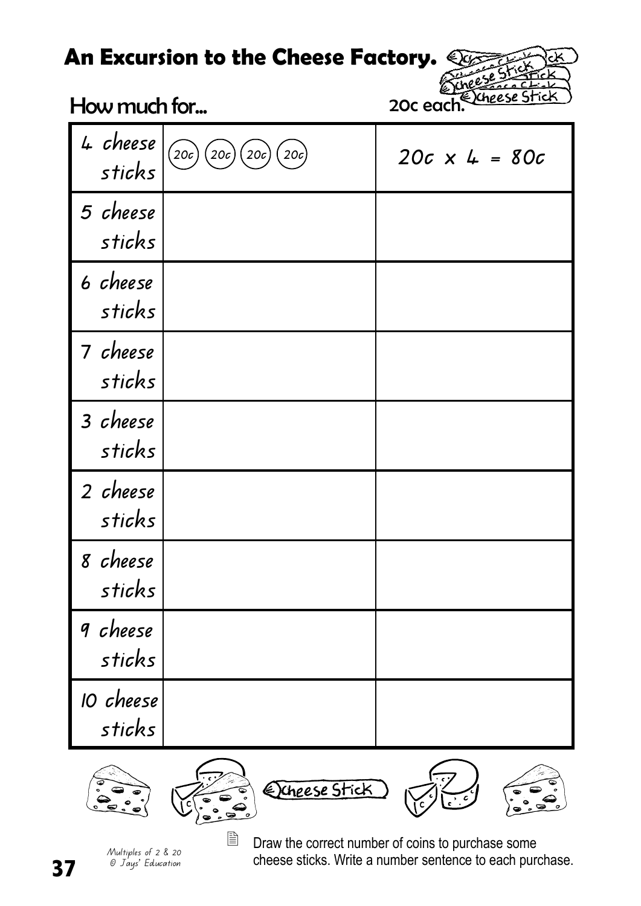# An Excursion to the Cheese Factory.

## How much for...

20c each.

| | | |
|---|---|---|
| 4 cheese sticks | 20c 20c 20c 20c | $20c \times 4 = 80c$ |
| 5 cheese sticks | | |
| 6 cheese sticks | | |
| 7 cheese sticks | | |
| 3 cheese sticks | | |
| 2 cheese sticks | | |
| 8 cheese sticks | | |
| 9 cheese sticks | | |
| 10 cheese sticks | | |

Draw the correct number of coins to purchase some cheese sticks. Write a number sentence to each purchase.

Multiples of 2 & 20
© Jays' Education